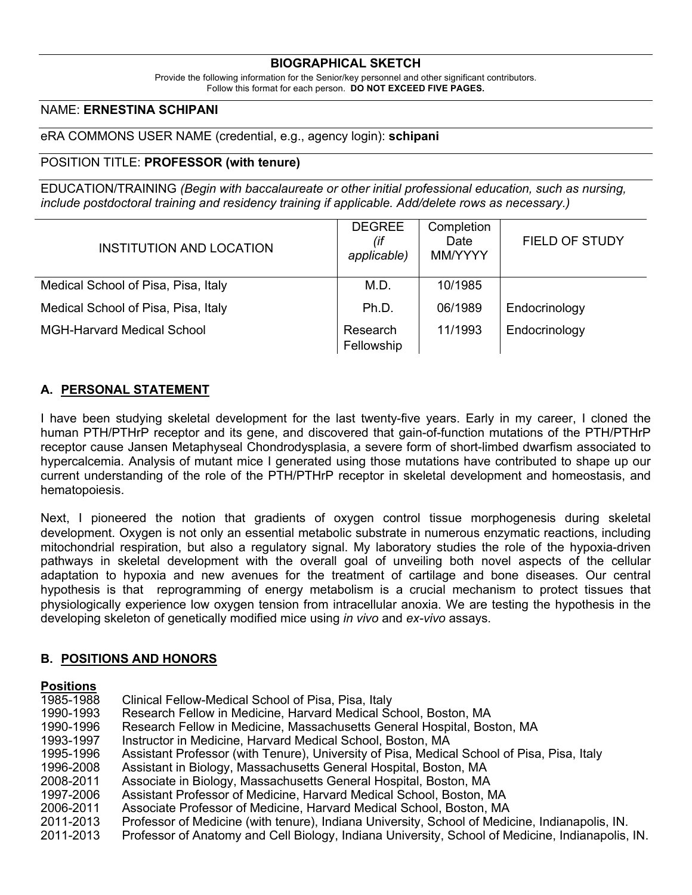# BIOGRAPHICAL SKETCH

Provide the following information for the Senior/key personnel and other significant contributors.
Follow this format for each person. **DO NOT EXCEED FIVE PAGES.**

NAME: **ERNESTINA SCHIPANI**

eRA COMMONS USER NAME (credential, e.g., agency login): **schipani**

POSITION TITLE: **PROFESSOR (with tenure)**

EDUCATION/TRAINING *(Begin with baccalaureate or other initial professional education, such as nursing, include postdoctoral training and residency training if applicable. Add/delete rows as necessary.)*

| INSTITUTION AND LOCATION | DEGREE *(if applicable)* | Completion Date MM/YYYY | FIELD OF STUDY |
|---|---|---|---|
| Medical School of Pisa, Pisa, Italy | M.D. | 10/1985 | |
| Medical School of Pisa, Pisa, Italy | Ph.D. | 06/1989 | Endocrinology |
| MGH-Harvard Medical School | Research Fellowship | 11/1993 | Endocrinology |

## A. PERSONAL STATEMENT

I have been studying skeletal development for the last twenty-five years. Early in my career, I cloned the human PTH/PTHrP receptor and its gene, and discovered that gain-of-function mutations of the PTH/PTHrP receptor cause Jansen Metaphyseal Chondrodysplasia, a severe form of short-limbed dwarfism associated to hypercalcemia. Analysis of mutant mice I generated using those mutations have contributed to shape up our current understanding of the role of the PTH/PTHrP receptor in skeletal development and homeostasis, and hematopoiesis.

Next, I pioneered the notion that gradients of oxygen control tissue morphogenesis during skeletal development. Oxygen is not only an essential metabolic substrate in numerous enzymatic reactions, including mitochondrial respiration, but also a regulatory signal. My laboratory studies the role of the hypoxia-driven pathways in skeletal development with the overall goal of unveiling both novel aspects of the cellular adaptation to hypoxia and new avenues for the treatment of cartilage and bone diseases. Our central hypothesis is that reprogramming of energy metabolism is a crucial mechanism to protect tissues that physiologically experience low oxygen tension from intracellular anoxia. We are testing the hypothesis in the developing skeleton of genetically modified mice using *in vivo* and *ex-vivo* assays.

## B. POSITIONS AND HONORS

**Positions**

1985-1988 Clinical Fellow-Medical School of Pisa, Pisa, Italy
1990-1993 Research Fellow in Medicine, Harvard Medical School, Boston, MA
1990-1996 Research Fellow in Medicine, Massachusetts General Hospital, Boston, MA
1993-1997 Instructor in Medicine, Harvard Medical School, Boston, MA
1995-1996 Assistant Professor (with Tenure), University of Pisa, Medical School of Pisa, Pisa, Italy
1996-2008 Assistant in Biology, Massachusetts General Hospital, Boston, MA
2008-2011 Associate in Biology, Massachusetts General Hospital, Boston, MA
1997-2006 Assistant Professor of Medicine, Harvard Medical School, Boston, MA
2006-2011 Associate Professor of Medicine, Harvard Medical School, Boston, MA
2011-2013 Professor of Medicine (with tenure), Indiana University, School of Medicine, Indianapolis, IN.
2011-2013 Professor of Anatomy and Cell Biology, Indiana University, School of Medicine, Indianapolis, IN.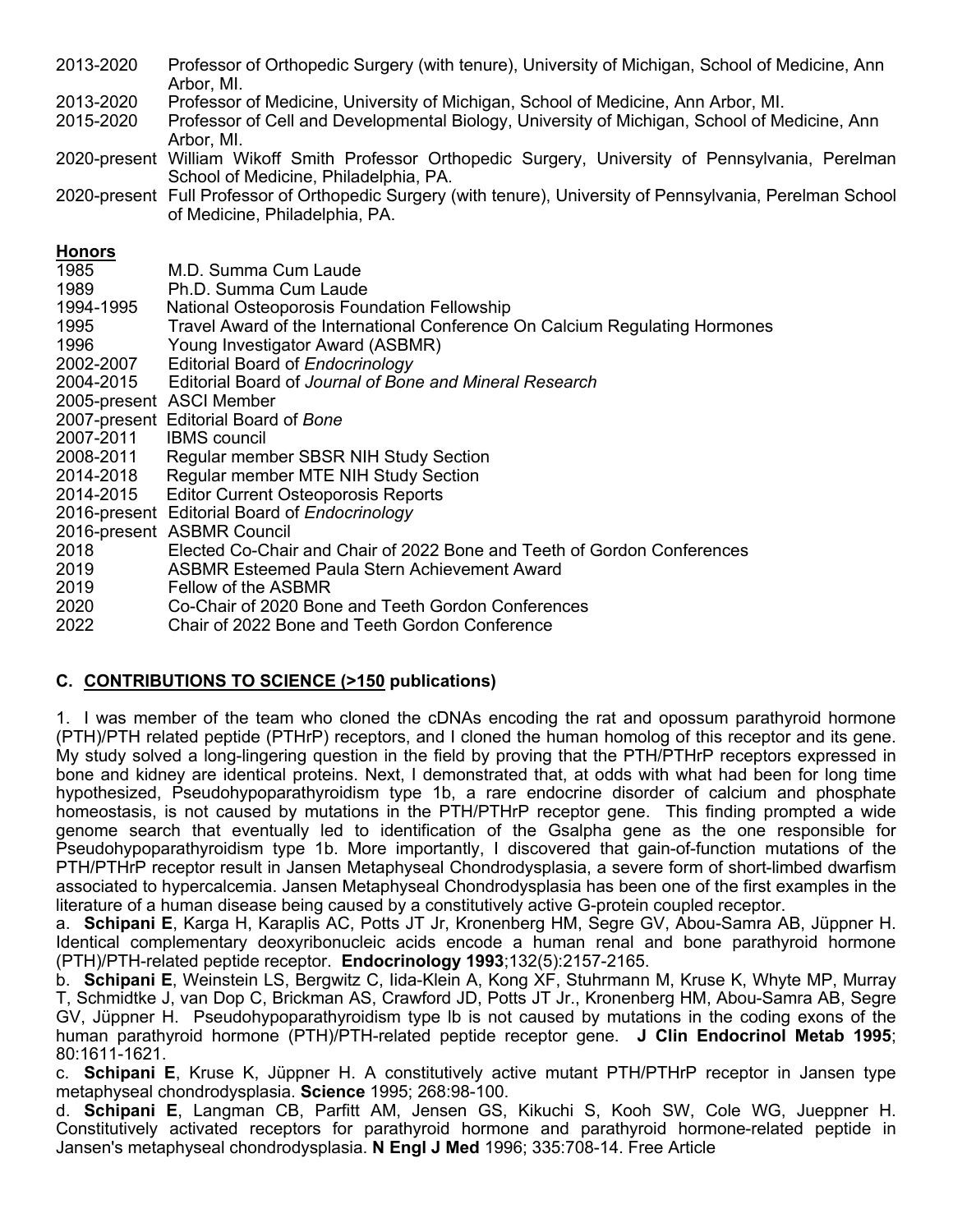2013-2020 Professor of Orthopedic Surgery (with tenure), University of Michigan, School of Medicine, Ann Arbor, MI.
2013-2020 Professor of Medicine, University of Michigan, School of Medicine, Ann Arbor, MI.
2015-2020 Professor of Cell and Developmental Biology, University of Michigan, School of Medicine, Ann Arbor, MI.
2020-present William Wikoff Smith Professor Orthopedic Surgery, University of Pennsylvania, Perelman School of Medicine, Philadelphia, PA.
2020-present Full Professor of Orthopedic Surgery (with tenure), University of Pennsylvania, Perelman School of Medicine, Philadelphia, PA.

**Honors**

1985 M.D. Summa Cum Laude
1989 Ph.D. Summa Cum Laude
1994-1995 National Osteoporosis Foundation Fellowship
1995 Travel Award of the International Conference On Calcium Regulating Hormones
1996 Young Investigator Award (ASBMR)
2002-2007 Editorial Board of *Endocrinology*
2004-2015 Editorial Board of *Journal of Bone and Mineral Research*
2005-present ASCI Member
2007-present Editorial Board of *Bone*
2007-2011 IBMS council
2008-2011 Regular member SBSR NIH Study Section
2014-2018 Regular member MTE NIH Study Section
2014-2015 Editor Current Osteoporosis Reports
2016-present Editorial Board of *Endocrinology*
2016-present ASBMR Council
2018 Elected Co-Chair and Chair of 2022 Bone and Teeth of Gordon Conferences
2019 ASBMR Esteemed Paula Stern Achievement Award
2019 Fellow of the ASBMR
2020 Co-Chair of 2020 Bone and Teeth Gordon Conferences
2022 Chair of 2022 Bone and Teeth Gordon Conference

## C. CONTRIBUTIONS TO SCIENCE (>150 publications)

1. I was member of the team who cloned the cDNAs encoding the rat and opossum parathyroid hormone (PTH)/PTH related peptide (PTHrP) receptors, and I cloned the human homolog of this receptor and its gene. My study solved a long-lingering question in the field by proving that the PTH/PTHrP receptors expressed in bone and kidney are identical proteins. Next, I demonstrated that, at odds with what had been for long time hypothesized, Pseudohypoparathyroidism type 1b, a rare endocrine disorder of calcium and phosphate homeostasis, is not caused by mutations in the PTH/PTHrP receptor gene. This finding prompted a wide genome search that eventually led to identification of the Gsalpha gene as the one responsible for Pseudohypoparathyroidism type 1b. More importantly, I discovered that gain-of-function mutations of the PTH/PTHrP receptor result in Jansen Metaphyseal Chondrodysplasia, a severe form of short-limbed dwarfism associated to hypercalcemia. Jansen Metaphyseal Chondrodysplasia has been one of the first examples in the literature of a human disease being caused by a constitutively active G-protein coupled receptor.

a. **Schipani E**, Karga H, Karaplis AC, Potts JT Jr, Kronenberg HM, Segre GV, Abou-Samra AB, Jüppner H. Identical complementary deoxyribonucleic acids encode a human renal and bone parathyroid hormone (PTH)/PTH-related peptide receptor. **Endocrinology 1993**;132(5):2157-2165.

b. **Schipani E**, Weinstein LS, Bergwitz C, Iida-Klein A, Kong XF, Stuhrmann M, Kruse K, Whyte MP, Murray T, Schmidtke J, van Dop C, Brickman AS, Crawford JD, Potts JT Jr., Kronenberg HM, Abou-Samra AB, Segre GV, Jüppner H. Pseudohypoparathyroidism type Ib is not caused by mutations in the coding exons of the human parathyroid hormone (PTH)/PTH-related peptide receptor gene. **J Clin Endocrinol Metab 1995**; 80:1611-1621.

c. **Schipani E**, Kruse K, Jüppner H. A constitutively active mutant PTH/PTHrP receptor in Jansen type metaphyseal chondrodysplasia. **Science** 1995; 268:98-100.

d. **Schipani E**, Langman CB, Parfitt AM, Jensen GS, Kikuchi S, Kooh SW, Cole WG, Jueppner H. Constitutively activated receptors for parathyroid hormone and parathyroid hormone-related peptide in Jansen's metaphyseal chondrodysplasia. **N Engl J Med** 1996; 335:708-14. Free Article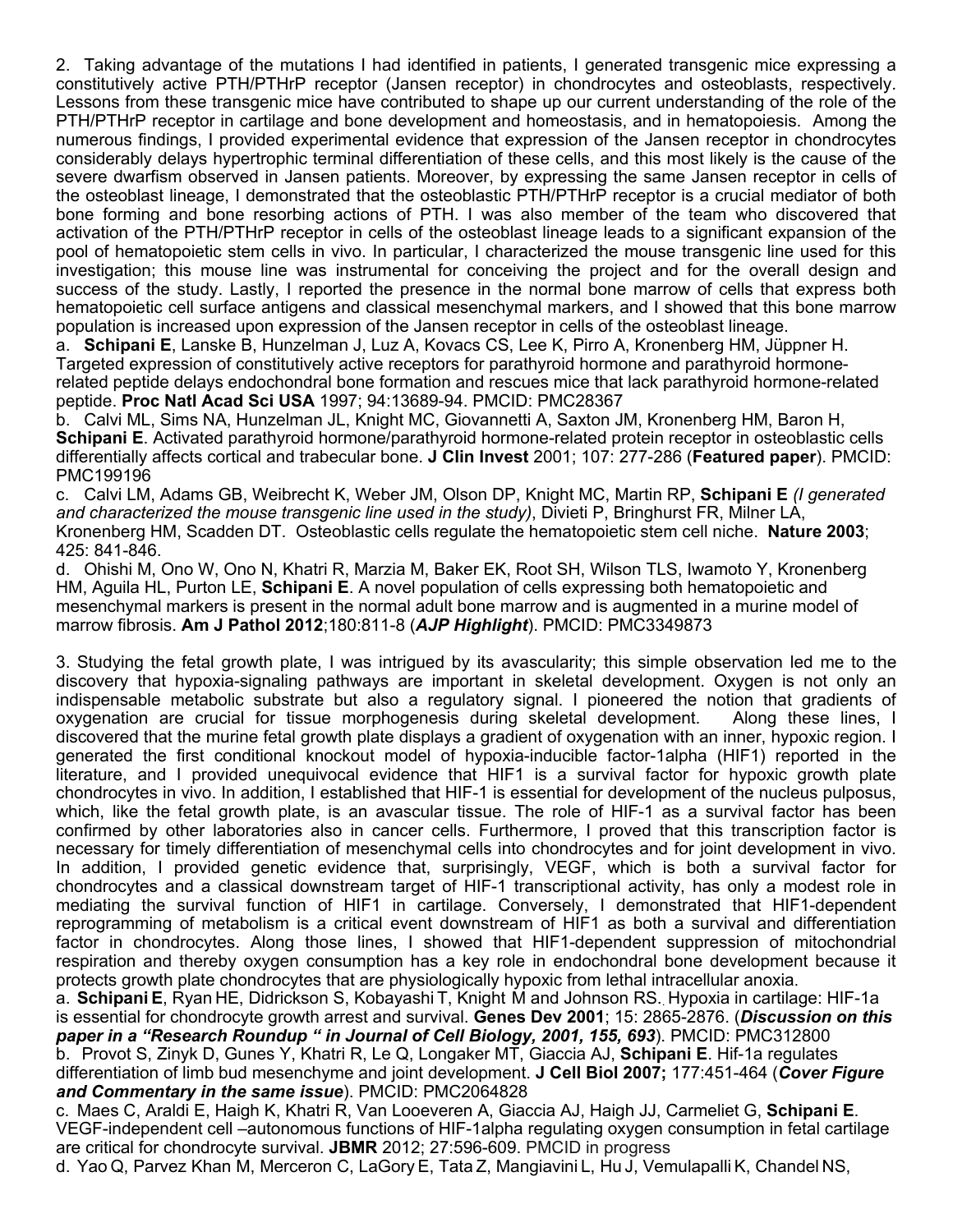2. Taking advantage of the mutations I had identified in patients, I generated transgenic mice expressing a constitutively active PTH/PTHrP receptor (Jansen receptor) in chondrocytes and osteoblasts, respectively. Lessons from these transgenic mice have contributed to shape up our current understanding of the role of the PTH/PTHrP receptor in cartilage and bone development and homeostasis, and in hematopoiesis. Among the numerous findings, I provided experimental evidence that expression of the Jansen receptor in chondrocytes considerably delays hypertrophic terminal differentiation of these cells, and this most likely is the cause of the severe dwarfism observed in Jansen patients. Moreover, by expressing the same Jansen receptor in cells of the osteoblast lineage, I demonstrated that the osteoblastic PTH/PTHrP receptor is a crucial mediator of both bone forming and bone resorbing actions of PTH. I was also member of the team who discovered that activation of the PTH/PTHrP receptor in cells of the osteoblast lineage leads to a significant expansion of the pool of hematopoietic stem cells in vivo. In particular, I characterized the mouse transgenic line used for this investigation; this mouse line was instrumental for conceiving the project and for the overall design and success of the study. Lastly, I reported the presence in the normal bone marrow of cells that express both hematopoietic cell surface antigens and classical mesenchymal markers, and I showed that this bone marrow population is increased upon expression of the Jansen receptor in cells of the osteoblast lineage.

a. **Schipani E**, Lanske B, Hunzelman J, Luz A, Kovacs CS, Lee K, Pirro A, Kronenberg HM, Jüppner H. Targeted expression of constitutively active receptors for parathyroid hormone and parathyroid hormone-related peptide delays endochondral bone formation and rescues mice that lack parathyroid hormone-related peptide. **Proc Natl Acad Sci USA** 1997; 94:13689-94. PMCID: PMC28367

b. Calvi ML, Sims NA, Hunzelman JL, Knight MC, Giovannetti A, Saxton JM, Kronenberg HM, Baron H, **Schipani E**. Activated parathyroid hormone/parathyroid hormone-related protein receptor in osteoblastic cells differentially affects cortical and trabecular bone. **J Clin Invest** 2001; 107: 277-286 (**Featured paper**). PMCID: PMC199196

c. Calvi LM, Adams GB, Weibrecht K, Weber JM, Olson DP, Knight MC, Martin RP, **Schipani E** *(I generated and characterized the mouse transgenic line used in the study)*, Divieti P, Bringhurst FR, Milner LA, Kronenberg HM, Scadden DT. Osteoblastic cells regulate the hematopoietic stem cell niche. **Nature 2003**; 425: 841-846.

d. Ohishi M, Ono W, Ono N, Khatri R, Marzia M, Baker EK, Root SH, Wilson TLS, Iwamoto Y, Kronenberg HM, Aguila HL, Purton LE, **Schipani E**. A novel population of cells expressing both hematopoietic and mesenchymal markers is present in the normal adult bone marrow and is augmented in a murine model of marrow fibrosis. **Am J Pathol 2012**;180:811-8 (***AJP Highlight***). PMCID: PMC3349873

3. Studying the fetal growth plate, I was intrigued by its avascularity; this simple observation led me to the discovery that hypoxia-signaling pathways are important in skeletal development. Oxygen is not only an indispensable metabolic substrate but also a regulatory signal. I pioneered the notion that gradients of oxygenation are crucial for tissue morphogenesis during skeletal development. Along these lines, I discovered that the murine fetal growth plate displays a gradient of oxygenation with an inner, hypoxic region. I generated the first conditional knockout model of hypoxia-inducible factor-1alpha (HIF1) reported in the literature, and I provided unequivocal evidence that HIF1 is a survival factor for hypoxic growth plate chondrocytes in vivo. In addition, I established that HIF-1 is essential for development of the nucleus pulposus, which, like the fetal growth plate, is an avascular tissue. The role of HIF-1 as a survival factor has been confirmed by other laboratories also in cancer cells. Furthermore, I proved that this transcription factor is necessary for timely differentiation of mesenchymal cells into chondrocytes and for joint development in vivo. In addition, I provided genetic evidence that, surprisingly, VEGF, which is both a survival factor for chondrocytes and a classical downstream target of HIF-1 transcriptional activity, has only a modest role in mediating the survival function of HIF1 in cartilage. Conversely, I demonstrated that HIF1-dependent reprogramming of metabolism is a critical event downstream of HIF1 as both a survival and differentiation factor in chondrocytes. Along those lines, I showed that HIF1-dependent suppression of mitochondrial respiration and thereby oxygen consumption has a key role in endochondral bone development because it protects growth plate chondrocytes that are physiologically hypoxic from lethal intracellular anoxia.

a. **Schipani E**, Ryan HE, Didrickson S, Kobayashi T, Knight M and Johnson RS. Hypoxia in cartilage: HIF-1a is essential for chondrocyte growth arrest and survival. **Genes Dev 2001**; 15: 2865-2876. (***Discussion on this paper in a "Research Roundup " in Journal of Cell Biology, 2001, 155, 693***). PMCID: PMC312800

b. Provot S, Zinyk D, Gunes Y, Khatri R, Le Q, Longaker MT, Giaccia AJ, **Schipani E**. Hif-1a regulates differentiation of limb bud mesenchyme and joint development. **J Cell Biol 2007;** 177:451-464 (***Cover Figure and Commentary in the same issue***). PMCID: PMC2064828

c. Maes C, Araldi E, Haigh K, Khatri R, Van Looveren A, Giaccia AJ, Haigh JJ, Carmeliet G, **Schipani E**. VEGF-independent cell –autonomous functions of HIF-1alpha regulating oxygen consumption in fetal cartilage are critical for chondrocyte survival. **JBMR** 2012; 27:596-609. PMCID in progress

d. Yao Q, Parvez Khan M, Merceron C, LaGory E, Tata Z, Mangiavini L, Hu J, Vemulapalli K, Chandel NS,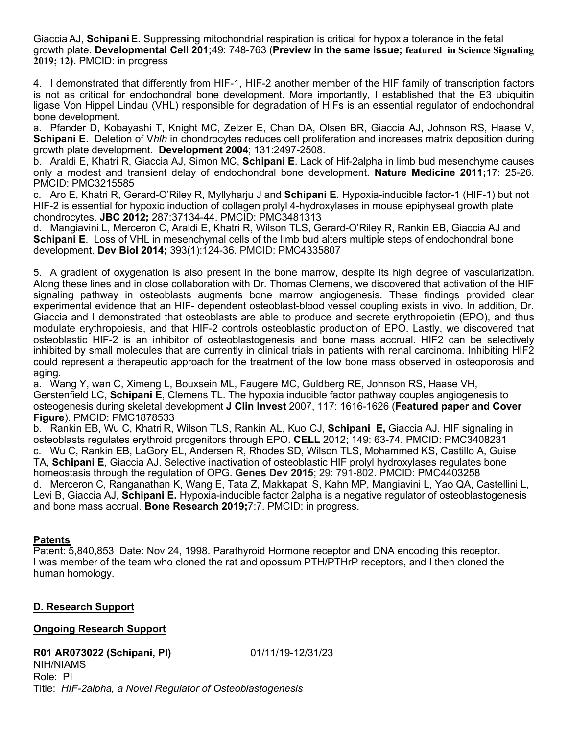Giaccia AJ, **Schipani E**. Suppressing mitochondrial respiration is critical for hypoxia tolerance in the fetal growth plate. **Developmental Cell 201;**49: 748-763 (**Preview in the same issue; featured in Science Signaling 2019; 12).** PMCID: in progress

4. I demonstrated that differently from HIF-1, HIF-2 another member of the HIF family of transcription factors is not as critical for endochondral bone development. More importantly, I established that the E3 ubiquitin ligase Von Hippel Lindau (VHL) responsible for degradation of HIFs is an essential regulator of endochondral bone development.

a. Pfander D, Kobayashi T, Knight MC, Zelzer E, Chan DA, Olsen BR, Giaccia AJ, Johnson RS, Haase V, **Schipani E**. Deletion of V*hlh* in chondrocytes reduces cell proliferation and increases matrix deposition during growth plate development. **Development 2004**; 131:2497-2508.

b. Araldi E, Khatri R, Giaccia AJ, Simon MC, **Schipani E**. Lack of Hif-2alpha in limb bud mesenchyme causes only a modest and transient delay of endochondral bone development. **Nature Medicine 2011;**17: 25-26. PMCID: PMC3215585

c. Aro E, Khatri R, Gerard-O'Riley R, Myllyharju J and **Schipani E**. Hypoxia-inducible factor-1 (HIF-1) but not HIF-2 is essential for hypoxic induction of collagen prolyl 4-hydroxylases in mouse epiphyseal growth plate chondrocytes. **JBC 2012;** 287:37134-44. PMCID: PMC3481313

d. Mangiavini L, Merceron C, Araldi E, Khatri R, Wilson TLS, Gerard-O'Riley R, Rankin EB, Giaccia AJ and **Schipani E**. Loss of VHL in mesenchymal cells of the limb bud alters multiple steps of endochondral bone development. **Dev Biol 2014;** 393(1):124-36. PMCID: PMC4335807

5. A gradient of oxygenation is also present in the bone marrow, despite its high degree of vascularization. Along these lines and in close collaboration with Dr. Thomas Clemens, we discovered that activation of the HIF signaling pathway in osteoblasts augments bone marrow angiogenesis. These findings provided clear experimental evidence that an HIF- dependent osteoblast-blood vessel coupling exists in vivo. In addition, Dr. Giaccia and I demonstrated that osteoblasts are able to produce and secrete erythropoietin (EPO), and thus modulate erythropoiesis, and that HIF-2 controls osteoblastic production of EPO. Lastly, we discovered that osteoblastic HIF-2 is an inhibitor of osteoblastogenesis and bone mass accrual. HIF2 can be selectively inhibited by small molecules that are currently in clinical trials in patients with renal carcinoma. Inhibiting HIF2 could represent a therapeutic approach for the treatment of the low bone mass observed in osteoporosis and aging.

a. Wang Y, wan C, Ximeng L, Bouxsein ML, Faugere MC, Guldberg RE, Johnson RS, Haase VH, Gerstenfield LC, **Schipani E**, Clemens TL. The hypoxia inducible factor pathway couples angiogenesis to osteogenesis during skeletal development **J Clin Invest** 2007, 117: 1616-1626 (**Featured paper and Cover Figure**). PMCID: PMC1878533

b. Rankin EB, Wu C, Khatri R, Wilson TLS, Rankin AL, Kuo CJ, **Schipani E,** Giaccia AJ. HIF signaling in osteoblasts regulates erythroid progenitors through EPO. **CELL** 2012; 149: 63-74. PMCID: PMC3408231

c. Wu C, Rankin EB, LaGory EL, Andersen R, Rhodes SD, Wilson TLS, Mohammed KS, Castillo A, Guise TA, **Schipani E**, Giaccia AJ. Selective inactivation of osteoblastic HIF prolyl hydroxylases regulates bone homeostasis through the regulation of OPG. **Genes Dev 2015**; 29: 791-802. PMCID: PMC4403258

d. Merceron C, Ranganathan K, Wang E, Tata Z, Makkapati S, Kahn MP, Mangiavini L, Yao QA, Castellini L, Levi B, Giaccia AJ, **Schipani E.** Hypoxia-inducible factor 2alpha is a negative regulator of osteoblastogenesis and bone mass accrual. **Bone Research 2019;**7:7. PMCID: in progress.

**Patents**

Patent: 5,840,853 Date: Nov 24, 1998. Parathyroid Hormone receptor and DNA encoding this receptor. I was member of the team who cloned the rat and opossum PTH/PTHrP receptors, and I then cloned the human homology.

## D. Research Support

### Ongoing Research Support

**R01 AR073022 (Schipani, PI)** 01/11/19-12/31/23
NIH/NIAMS
Role: PI
Title: *HIF-2alpha, a Novel Regulator of Osteoblastogenesis*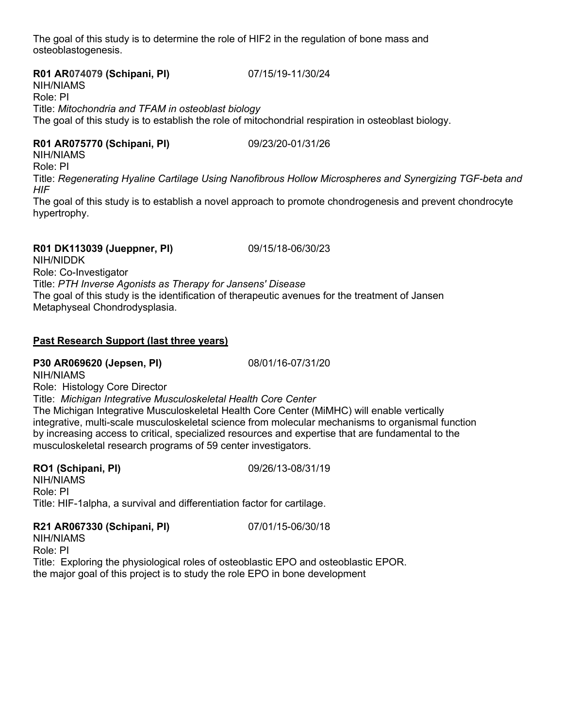The goal of this study is to determine the role of HIF2 in the regulation of bone mass and osteoblastogenesis.

**R01 AR074079 (Schipani, PI)** 07/15/19-11/30/24
NIH/NIAMS
Role: PI
Title: *Mitochondria and TFAM in osteoblast biology*
The goal of this study is to establish the role of mitochondrial respiration in osteoblast biology.

**R01 AR075770 (Schipani, PI)** 09/23/20-01/31/26
NIH/NIAMS
Role: PI
Title: *Regenerating Hyaline Cartilage Using Nanofibrous Hollow Microspheres and Synergizing TGF-beta and HIF*
The goal of this study is to establish a novel approach to promote chondrogenesis and prevent chondrocyte hypertrophy.

**R01 DK113039 (Jueppner, PI)** 09/15/18-06/30/23
NIH/NIDDK
Role: Co-Investigator
Title: *PTH Inverse Agonists as Therapy for Jansens' Disease*
The goal of this study is the identification of therapeutic avenues for the treatment of Jansen Metaphyseal Chondrodysplasia.

**Past Research Support (last three years)**

**P30 AR069620 (Jepsen, PI)** 08/01/16-07/31/20
NIH/NIAMS
Role: Histology Core Director
Title: *Michigan Integrative Musculoskeletal Health Core Center*
The Michigan Integrative Musculoskeletal Health Core Center (MiMHC) will enable vertically integrative, multi-scale musculoskeletal science from molecular mechanisms to organismal function by increasing access to critical, specialized resources and expertise that are fundamental to the musculoskeletal research programs of 59 center investigators.

**RO1 (Schipani, PI)** 09/26/13-08/31/19
NIH/NIAMS
Role: PI
Title: HIF-1alpha, a survival and differentiation factor for cartilage.

**R21 AR067330 (Schipani, PI)** 07/01/15-06/30/18
NIH/NIAMS
Role: PI
Title: Exploring the physiological roles of osteoblastic EPO and osteoblastic EPOR.
the major goal of this project is to study the role EPO in bone development